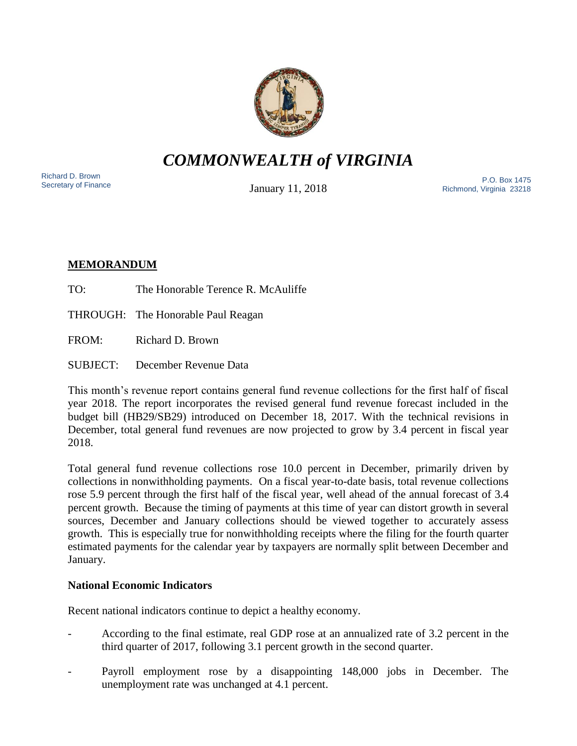# *COMMONWEALTH of VIRGINIA*

Richard D. Brown
Secretary of Finance

January 11, 2018

P.O. Box 1475
Richmond, Virginia 23218

**MEMORANDUM**

TO: The Honorable Terence R. McAuliffe

THROUGH: The Honorable Paul Reagan

FROM: Richard D. Brown

SUBJECT: December Revenue Data

This month's revenue report contains general fund revenue collections for the first half of fiscal year 2018. The report incorporates the revised general fund revenue forecast included in the budget bill (HB29/SB29) introduced on December 18, 2017. With the technical revisions in December, total general fund revenues are now projected to grow by 3.4 percent in fiscal year 2018.

Total general fund revenue collections rose 10.0 percent in December, primarily driven by collections in nonwithholding payments. On a fiscal year-to-date basis, total revenue collections rose 5.9 percent through the first half of the fiscal year, well ahead of the annual forecast of 3.4 percent growth. Because the timing of payments at this time of year can distort growth in several sources, December and January collections should be viewed together to accurately assess growth. This is especially true for nonwithholding receipts where the filing for the fourth quarter estimated payments for the calendar year by taxpayers are normally split between December and January.

**National Economic Indicators**

Recent national indicators continue to depict a healthy economy.

- According to the final estimate, real GDP rose at an annualized rate of 3.2 percent in the third quarter of 2017, following 3.1 percent growth in the second quarter.
- Payroll employment rose by a disappointing 148,000 jobs in December. The unemployment rate was unchanged at 4.1 percent.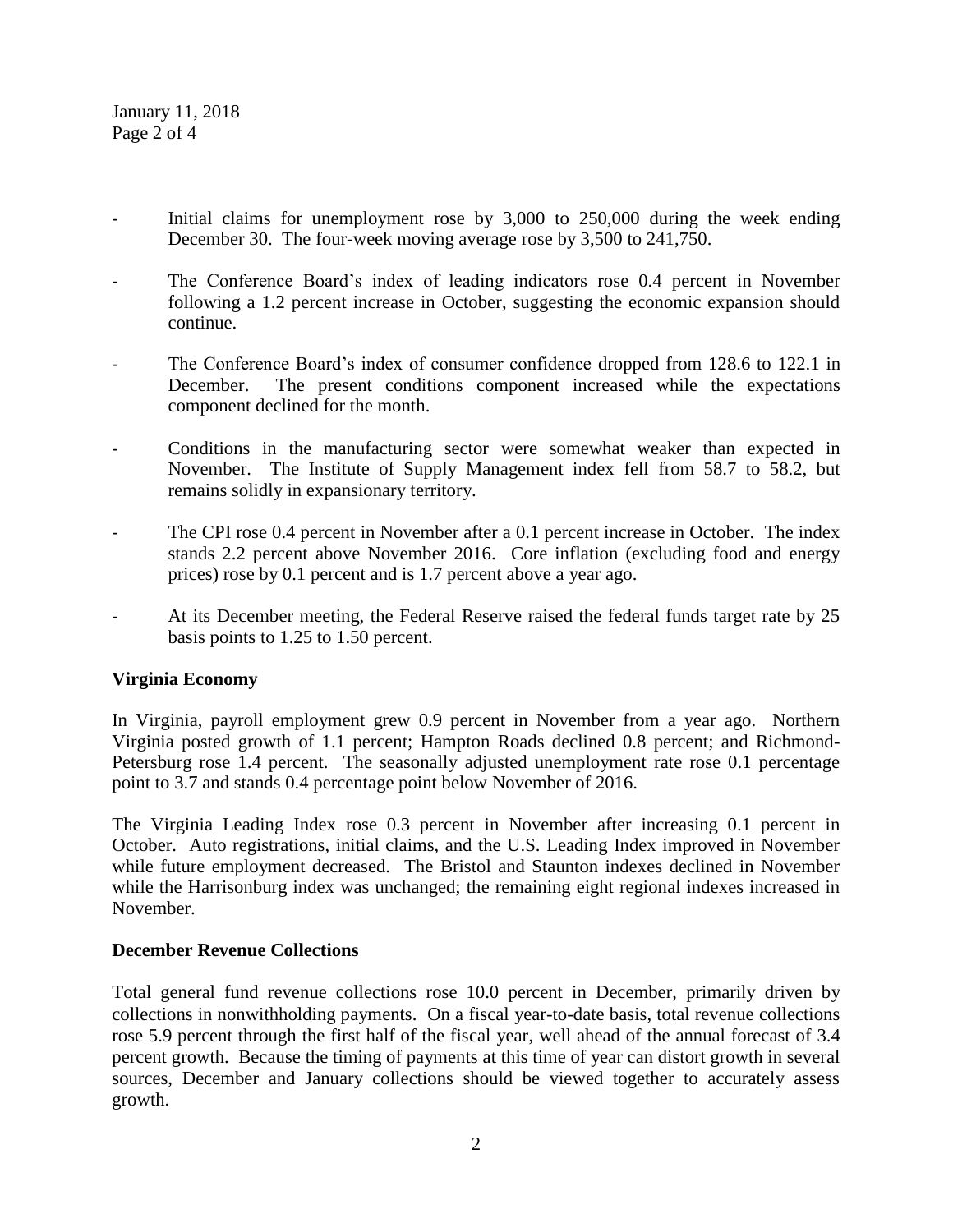- Initial claims for unemployment rose by 3,000 to 250,000 during the week ending December 30. The four-week moving average rose by 3,500 to 241,750.
- The Conference Board's index of leading indicators rose 0.4 percent in November following a 1.2 percent increase in October, suggesting the economic expansion should continue.
- The Conference Board's index of consumer confidence dropped from 128.6 to 122.1 in December. The present conditions component increased while the expectations component declined for the month.
- Conditions in the manufacturing sector were somewhat weaker than expected in November. The Institute of Supply Management index fell from 58.7 to 58.2, but remains solidly in expansionary territory.
- The CPI rose 0.4 percent in November after a 0.1 percent increase in October. The index stands 2.2 percent above November 2016. Core inflation (excluding food and energy prices) rose by 0.1 percent and is 1.7 percent above a year ago.
- At its December meeting, the Federal Reserve raised the federal funds target rate by 25 basis points to 1.25 to 1.50 percent.

**Virginia Economy**

In Virginia, payroll employment grew 0.9 percent in November from a year ago. Northern Virginia posted growth of 1.1 percent; Hampton Roads declined 0.8 percent; and Richmond-Petersburg rose 1.4 percent. The seasonally adjusted unemployment rate rose 0.1 percentage point to 3.7 and stands 0.4 percentage point below November of 2016.

The Virginia Leading Index rose 0.3 percent in November after increasing 0.1 percent in October. Auto registrations, initial claims, and the U.S. Leading Index improved in November while future employment decreased. The Bristol and Staunton indexes declined in November while the Harrisonburg index was unchanged; the remaining eight regional indexes increased in November.

**December Revenue Collections**

Total general fund revenue collections rose 10.0 percent in December, primarily driven by collections in nonwithholding payments. On a fiscal year-to-date basis, total revenue collections rose 5.9 percent through the first half of the fiscal year, well ahead of the annual forecast of 3.4 percent growth. Because the timing of payments at this time of year can distort growth in several sources, December and January collections should be viewed together to accurately assess growth.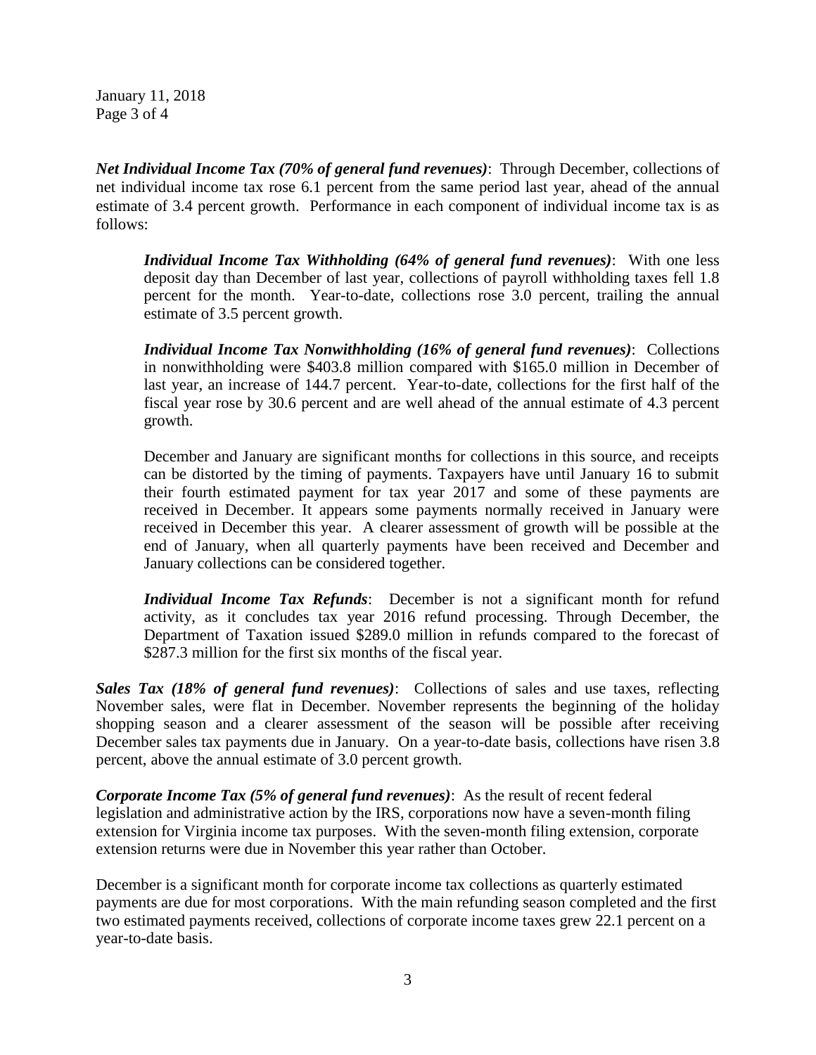***Net Individual Income Tax (70% of general fund revenues)***: Through December, collections of net individual income tax rose 6.1 percent from the same period last year, ahead of the annual estimate of 3.4 percent growth. Performance in each component of individual income tax is as follows:

> ***Individual Income Tax Withholding (64% of general fund revenues)***: With one less deposit day than December of last year, collections of payroll withholding taxes fell 1.8 percent for the month. Year-to-date, collections rose 3.0 percent, trailing the annual estimate of 3.5 percent growth.
>
> ***Individual Income Tax Nonwithholding (16% of general fund revenues)***: Collections in nonwithholding were $403.8 million compared with $165.0 million in December of last year, an increase of 144.7 percent. Year-to-date, collections for the first half of the fiscal year rose by 30.6 percent and are well ahead of the annual estimate of 4.3 percent growth.
>
> December and January are significant months for collections in this source, and receipts can be distorted by the timing of payments. Taxpayers have until January 16 to submit their fourth estimated payment for tax year 2017 and some of these payments are received in December. It appears some payments normally received in January were received in December this year. A clearer assessment of growth will be possible at the end of January, when all quarterly payments have been received and December and January collections can be considered together.
>
> ***Individual Income Tax Refunds***: December is not a significant month for refund activity, as it concludes tax year 2016 refund processing. Through December, the Department of Taxation issued $289.0 million in refunds compared to the forecast of $287.3 million for the first six months of the fiscal year.

***Sales Tax (18% of general fund revenues)***: Collections of sales and use taxes, reflecting November sales, were flat in December. November represents the beginning of the holiday shopping season and a clearer assessment of the season will be possible after receiving December sales tax payments due in January. On a year-to-date basis, collections have risen 3.8 percent, above the annual estimate of 3.0 percent growth.

***Corporate Income Tax (5% of general fund revenues)***: As the result of recent federal legislation and administrative action by the IRS, corporations now have a seven-month filing extension for Virginia income tax purposes. With the seven-month filing extension, corporate extension returns were due in November this year rather than October.

December is a significant month for corporate income tax collections as quarterly estimated payments are due for most corporations. With the main refunding season completed and the first two estimated payments received, collections of corporate income taxes grew 22.1 percent on a year-to-date basis.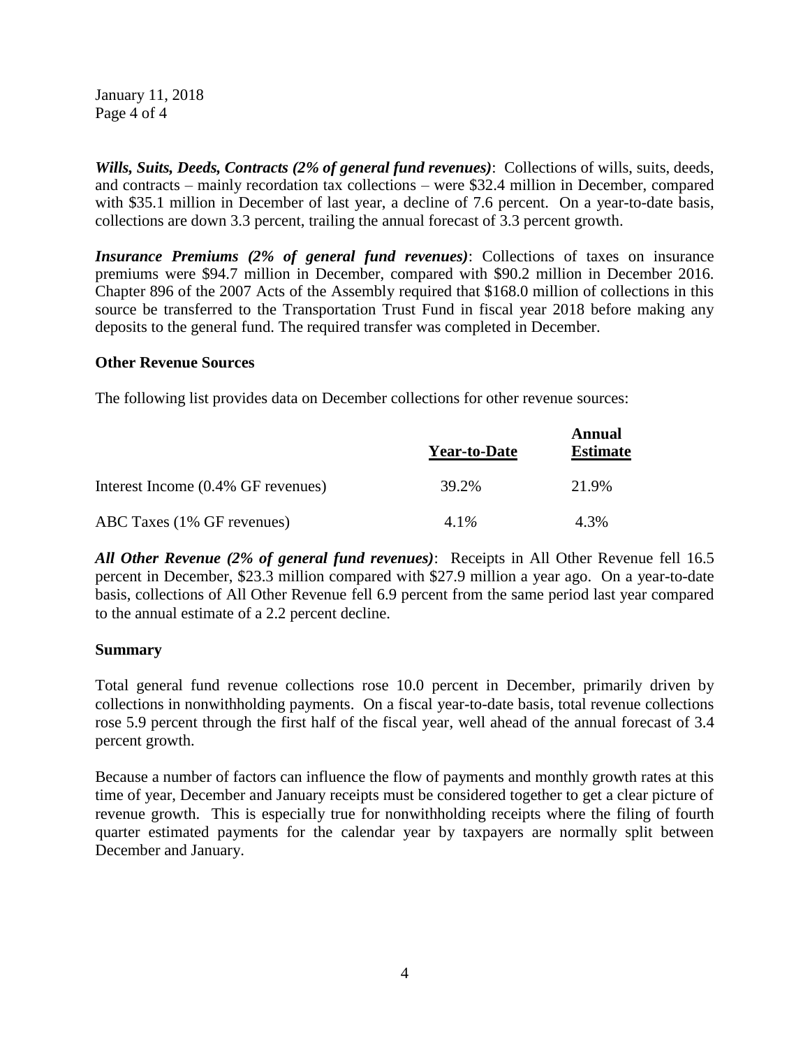January 11, 2018

***Wills, Suits, Deeds, Contracts (2% of general fund revenues)***: Collections of wills, suits, deeds, and contracts – mainly recordation tax collections – were $32.4 million in December, compared with $35.1 million in December of last year, a decline of 7.6 percent. On a year-to-date basis, collections are down 3.3 percent, trailing the annual forecast of 3.3 percent growth.

***Insurance Premiums (2% of general fund revenues)***: Collections of taxes on insurance premiums were $94.7 million in December, compared with $90.2 million in December 2016. Chapter 896 of the 2007 Acts of the Assembly required that $168.0 million of collections in this source be transferred to the Transportation Trust Fund in fiscal year 2018 before making any deposits to the general fund. The required transfer was completed in December.

**Other Revenue Sources**

The following list provides data on December collections for other revenue sources:

| | Year-to-Date | Annual Estimate |
|---|---|---|
| Interest Income (0.4% GF revenues) | 39.2% | 21.9% |
| ABC Taxes (1% GF revenues) | 4.1% | 4.3% |

***All Other Revenue (2% of general fund revenues)***: Receipts in All Other Revenue fell 16.5 percent in December, $23.3 million compared with $27.9 million a year ago. On a year-to-date basis, collections of All Other Revenue fell 6.9 percent from the same period last year compared to the annual estimate of a 2.2 percent decline.

**Summary**

Total general fund revenue collections rose 10.0 percent in December, primarily driven by collections in nonwithholding payments. On a fiscal year-to-date basis, total revenue collections rose 5.9 percent through the first half of the fiscal year, well ahead of the annual forecast of 3.4 percent growth.

Because a number of factors can influence the flow of payments and monthly growth rates at this time of year, December and January receipts must be considered together to get a clear picture of revenue growth. This is especially true for nonwithholding receipts where the filing of fourth quarter estimated payments for the calendar year by taxpayers are normally split between December and January.